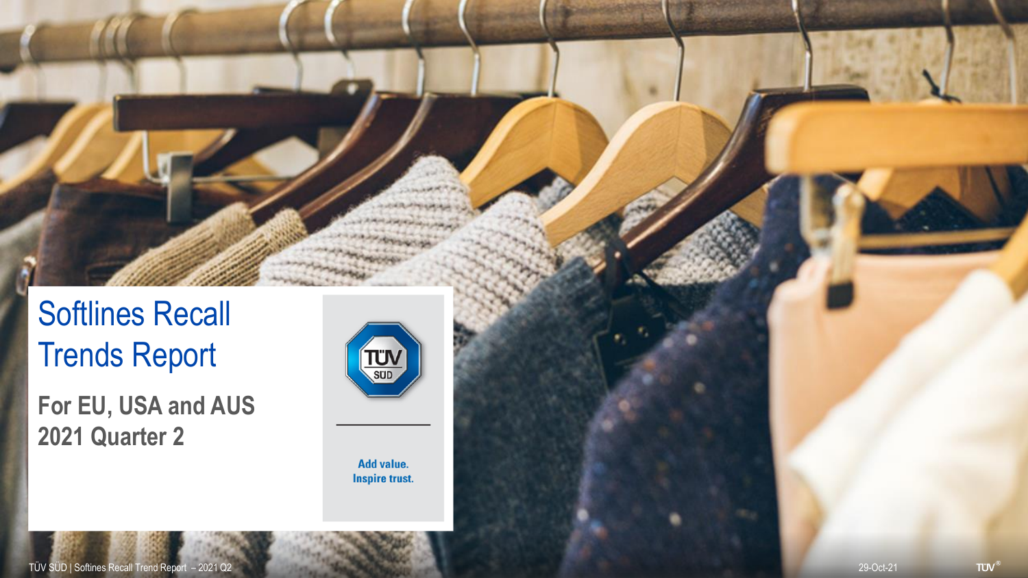# Softlines Recall Trends Report

## For EU, USA and AUS
## 2021 Quarter 2

Add value.
Inspire trust.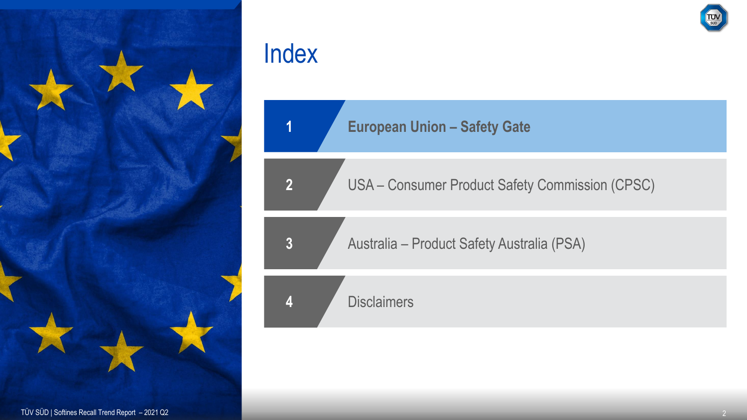# Index

1. **European Union – Safety Gate**
2. USA – Consumer Product Safety Commission (CPSC)
3. Australia – Product Safety Australia (PSA)
4. Disclaimers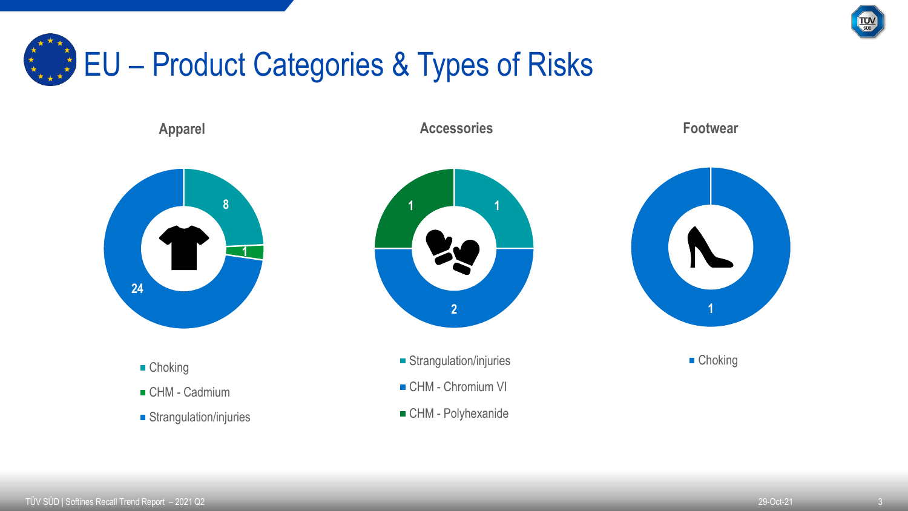# EU – Product Categories & Types of Risks

### Apparel

| Risk | Count |
| --- | --- |
| Choking | 8 |
| CHM - Cadmium | 1 |
| Strangulation/injuries | 24 |

### Accessories

| Risk | Count |
| --- | --- |
| Strangulation/injuries | 1 |
| CHM - Chromium VI | 2 |
| CHM - Polyhexanide | 1 |

### Footwear

| Risk | Count |
| --- | --- |
| Choking | 1 |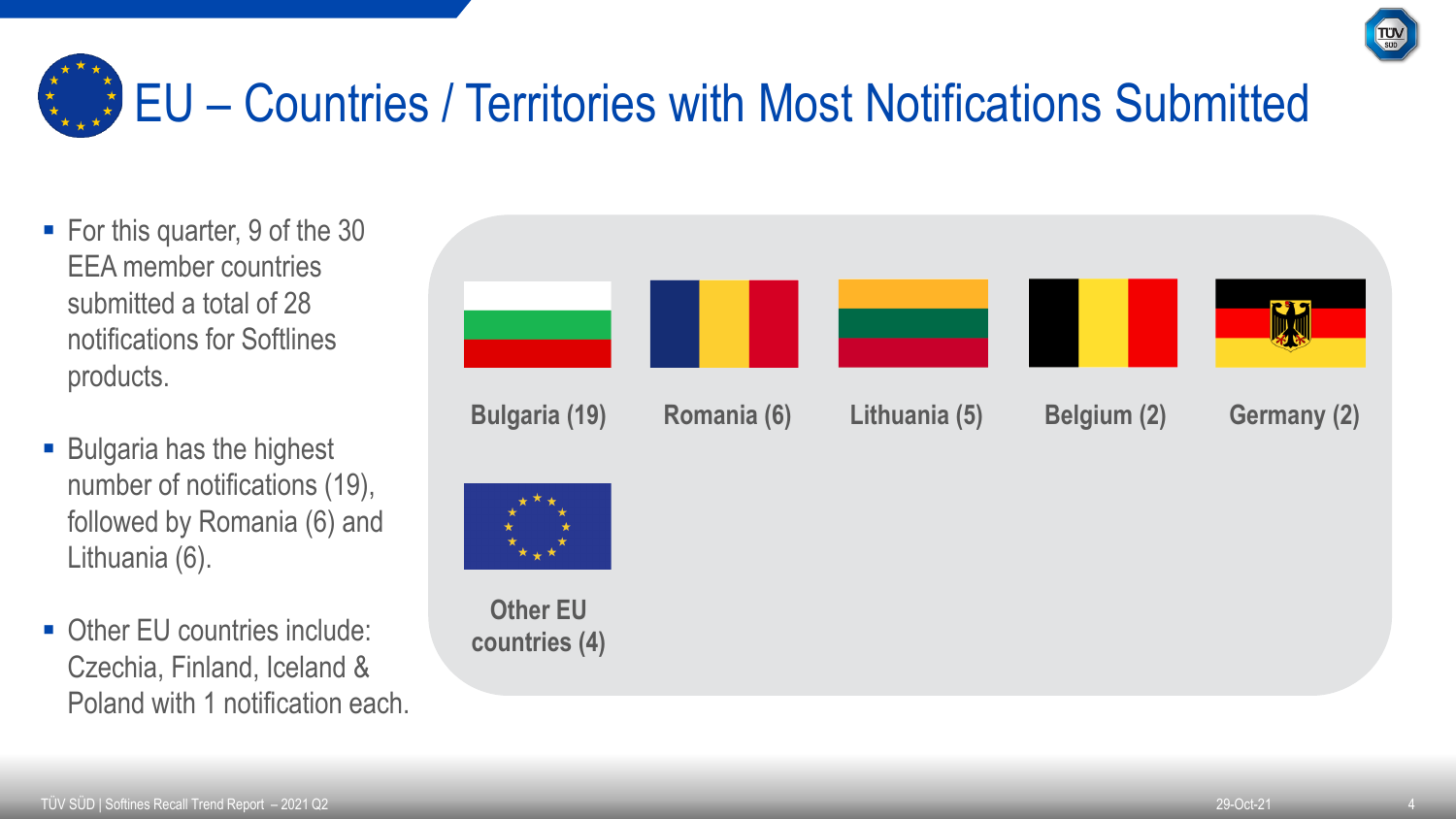# EU – Countries / Territories with Most Notifications Submitted

- For this quarter, 9 of the 30 EEA member countries submitted a total of 28 notifications for Softlines products.
- Bulgaria has the highest number of notifications (19), followed by Romania (6) and Lithuania (6).
- Other EU countries include: Czechia, Finland, Iceland & Poland with 1 notification each.

Bulgaria (19)

Romania (6)

Lithuania (5)

Belgium (2)

Germany (2)

Other EU countries (4)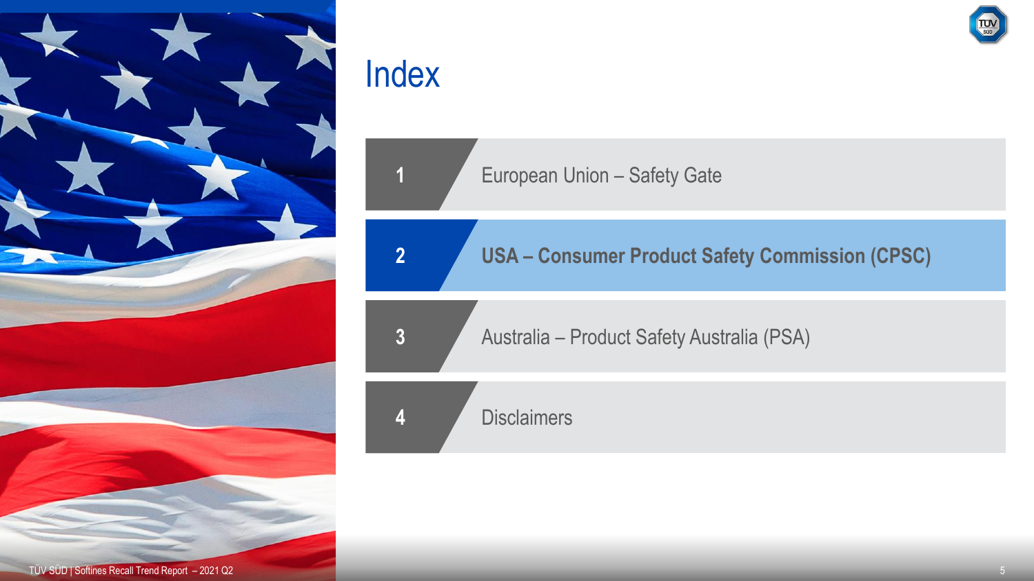# Index

1. European Union – Safety Gate
2. **USA – Consumer Product Safety Commission (CPSC)**
3. Australia – Product Safety Australia (PSA)
4. Disclaimers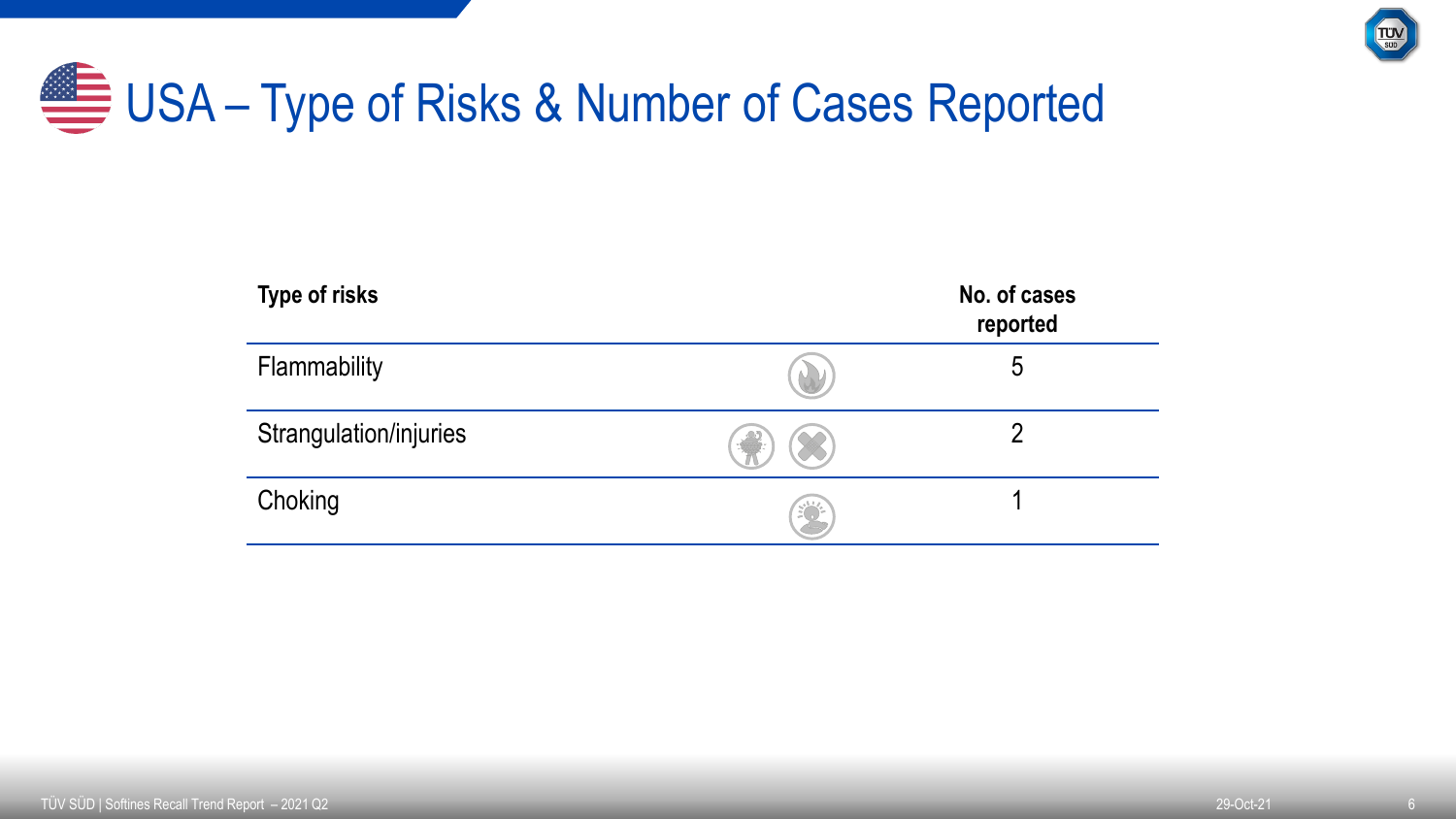# USA – Type of Risks & Number of Cases Reported

| Type of risks | No. of cases reported |
| --- | --- |
| Flammability | 5 |
| Strangulation/injuries | 2 |
| Choking | 1 |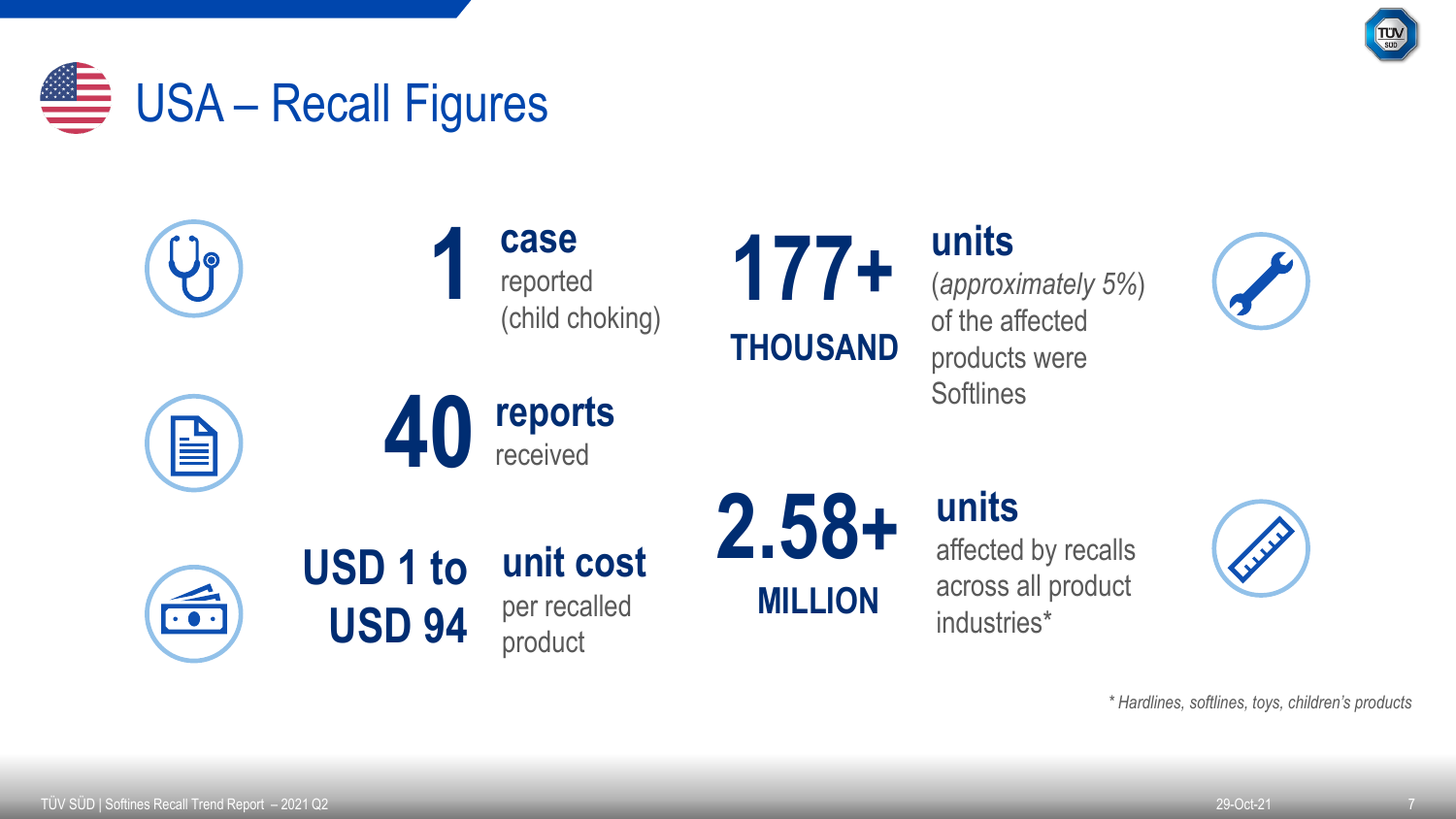# USA – Recall Figures

**1 case** reported (child choking)

**40 reports** received

**USD 1 to USD 94 unit cost** per recalled product

**177+ THOUSAND units** (*approximately 5%*) of the affected products were Softlines

**2.58+ MILLION units** affected by recalls across all product industries*

*\* Hardlines, softlines, toys, children's products*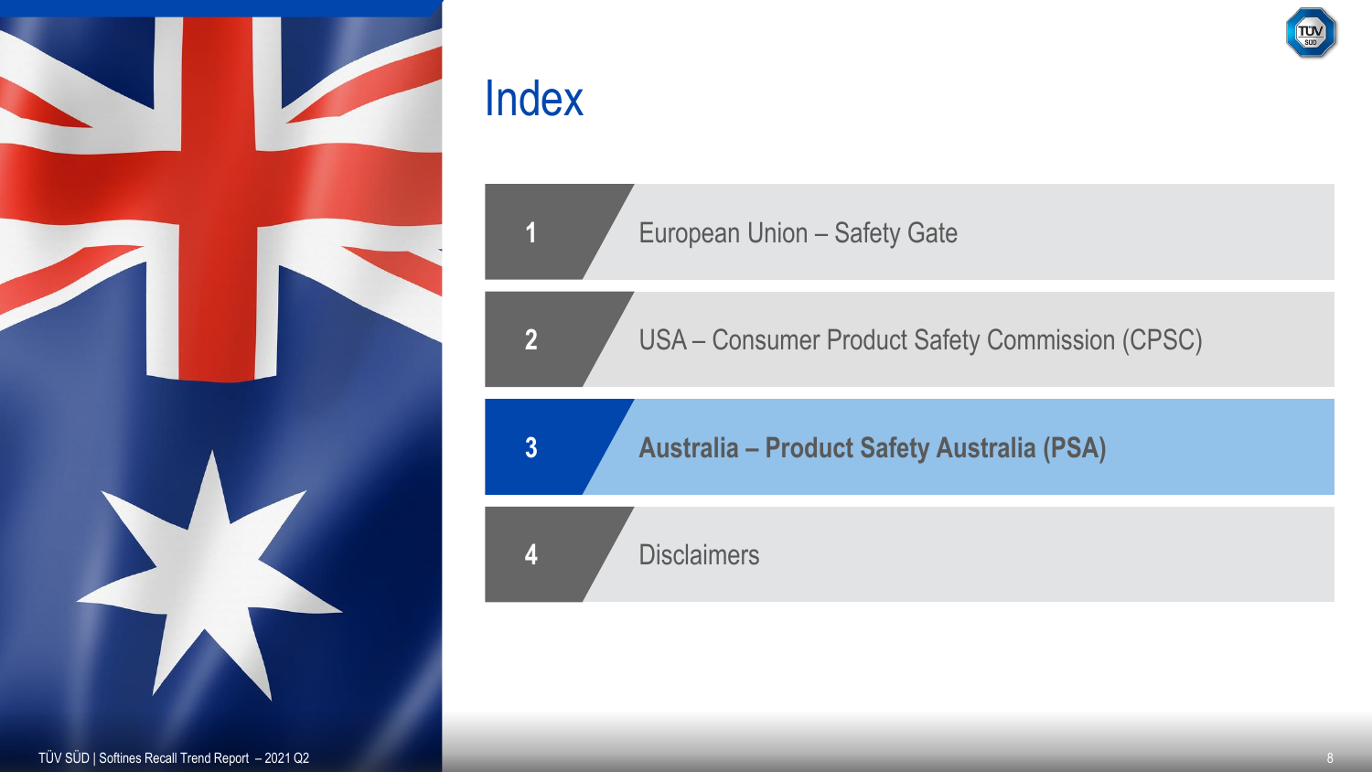# Index

1. European Union – Safety Gate
2. USA – Consumer Product Safety Commission (CPSC)
3. **Australia – Product Safety Australia (PSA)**
4. Disclaimers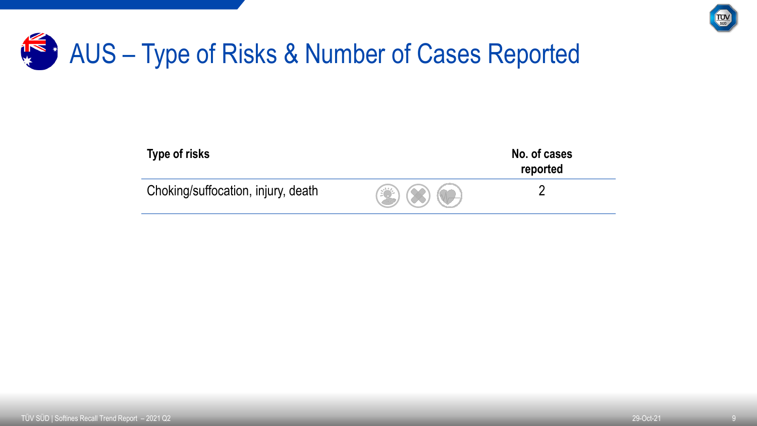# AUS – Type of Risks & Number of Cases Reported

| Type of risks | No. of cases reported |
|---|---|
| Choking/suffocation, injury, death | 2 |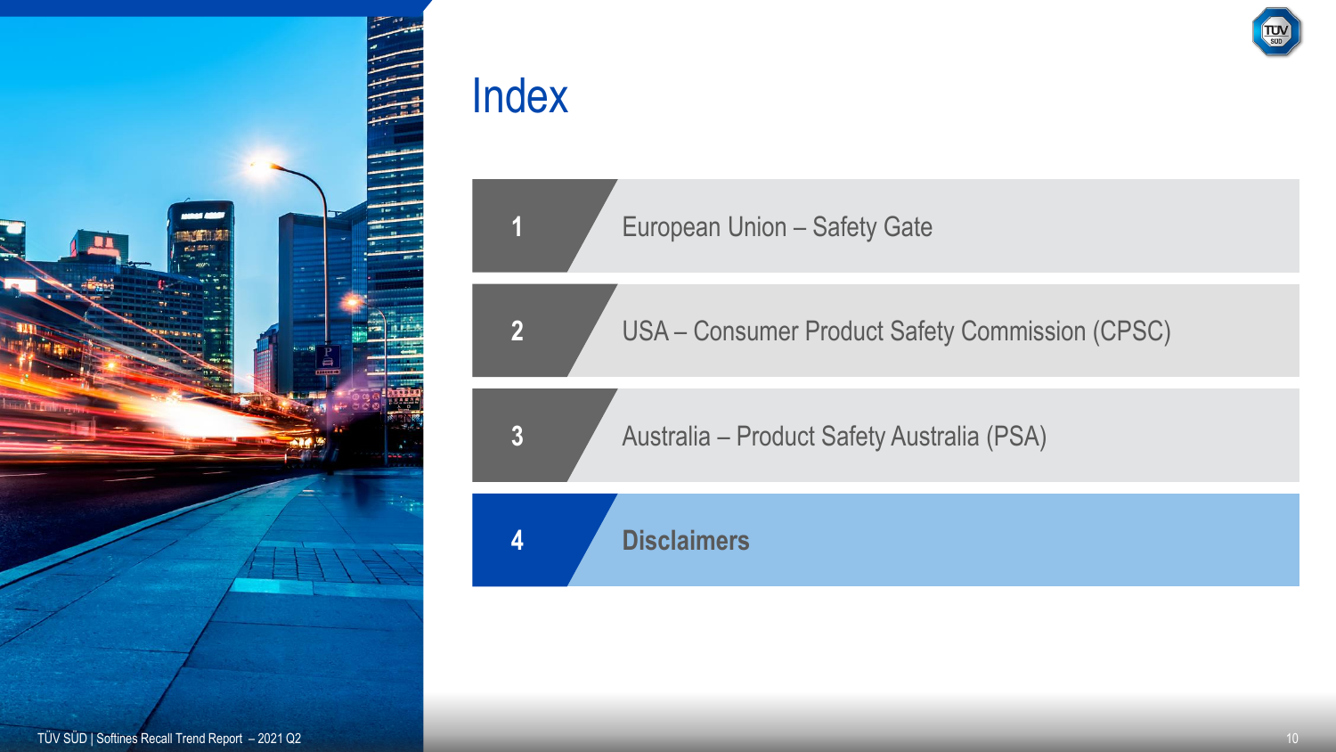# Index

1. European Union – Safety Gate
2. USA – Consumer Product Safety Commission (CPSC)
3. Australia – Product Safety Australia (PSA)
4. **Disclaimers**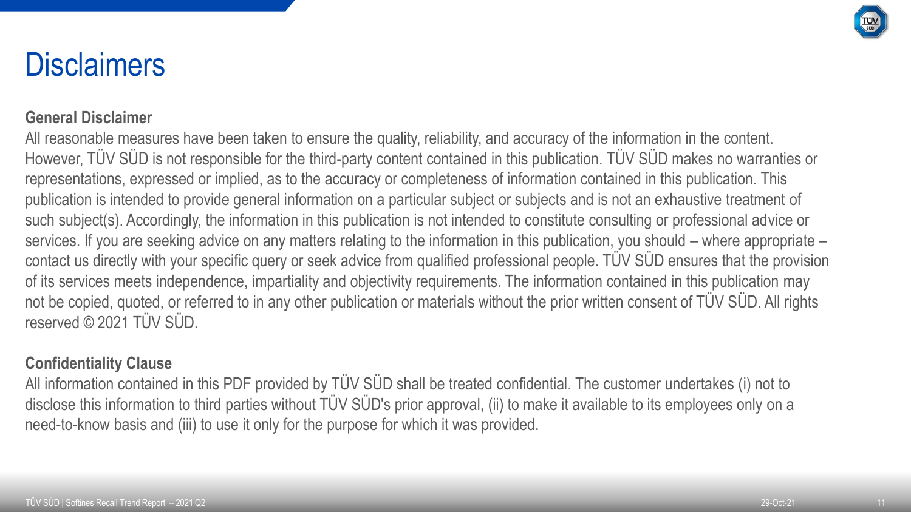# Disclaimers

**General Disclaimer**

All reasonable measures have been taken to ensure the quality, reliability, and accuracy of the information in the content. However, TÜV SÜD is not responsible for the third-party content contained in this publication. TÜV SÜD makes no warranties or representations, expressed or implied, as to the accuracy or completeness of information contained in this publication. This publication is intended to provide general information on a particular subject or subjects and is not an exhaustive treatment of such subject(s). Accordingly, the information in this publication is not intended to constitute consulting or professional advice or services. If you are seeking advice on any matters relating to the information in this publication, you should – where appropriate – contact us directly with your specific query or seek advice from qualified professional people. TÜV SÜD ensures that the provision of its services meets independence, impartiality and objectivity requirements. The information contained in this publication may not be copied, quoted, or referred to in any other publication or materials without the prior written consent of TÜV SÜD. All rights reserved © 2021 TÜV SÜD.

**Confidentiality Clause**

All information contained in this PDF provided by TÜV SÜD shall be treated confidential. The customer undertakes (i) not to disclose this information to third parties without TÜV SÜD's prior approval, (ii) to make it available to its employees only on a need-to-know basis and (iii) to use it only for the purpose for which it was provided.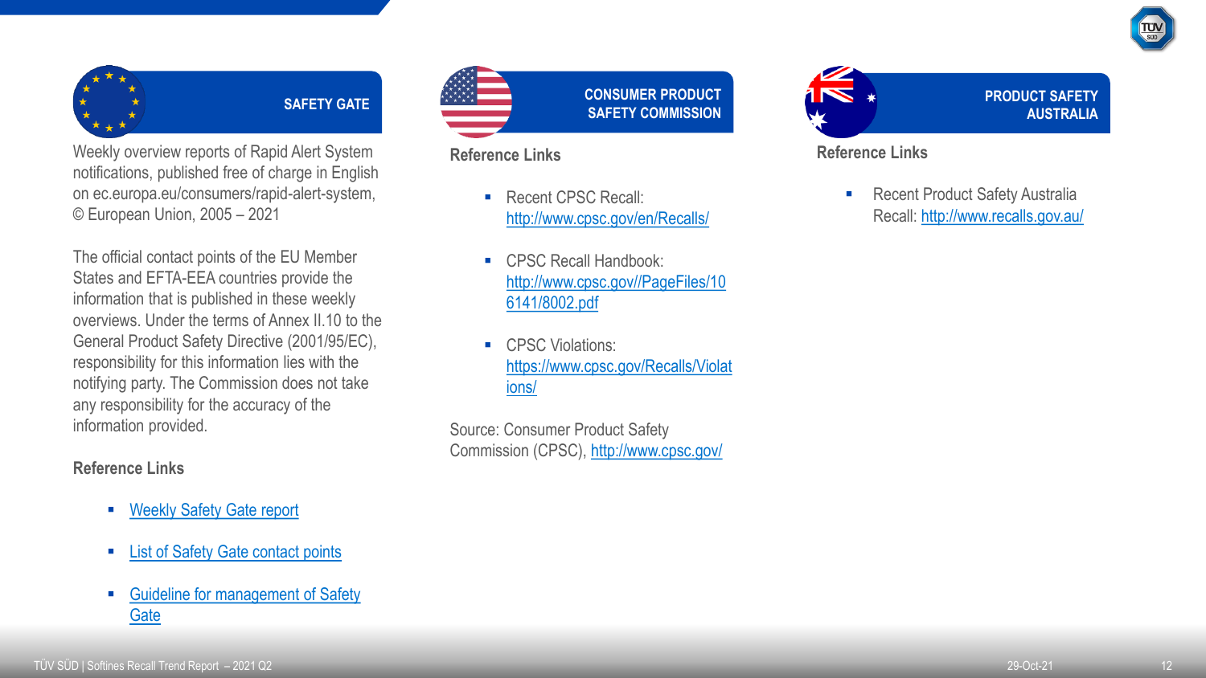## SAFETY GATE

Weekly overview reports of Rapid Alert System notifications, published free of charge in English on ec.europa.eu/consumers/rapid-alert-system, © European Union, 2005 – 2021

The official contact points of the EU Member States and EFTA-EEA countries provide the information that is published in these weekly overviews. Under the terms of Annex II.10 to the General Product Safety Directive (2001/95/EC), responsibility for this information lies with the notifying party. The Commission does not take any responsibility for the accuracy of the information provided.

**Reference Links**

- Weekly Safety Gate report
- List of Safety Gate contact points
- Guideline for management of Safety Gate

## CONSUMER PRODUCT SAFETY COMMISSION

**Reference Links**

- Recent CPSC Recall: http://www.cpsc.gov/en/Recalls/
- CPSC Recall Handbook: http://www.cpsc.gov//PageFiles/106141/8002.pdf
- CPSC Violations: https://www.cpsc.gov/Recalls/Violations/

Source: Consumer Product Safety Commission (CPSC), http://www.cpsc.gov/

## PRODUCT SAFETY AUSTRALIA

**Reference Links**

- Recent Product Safety Australia Recall: http://www.recalls.gov.au/